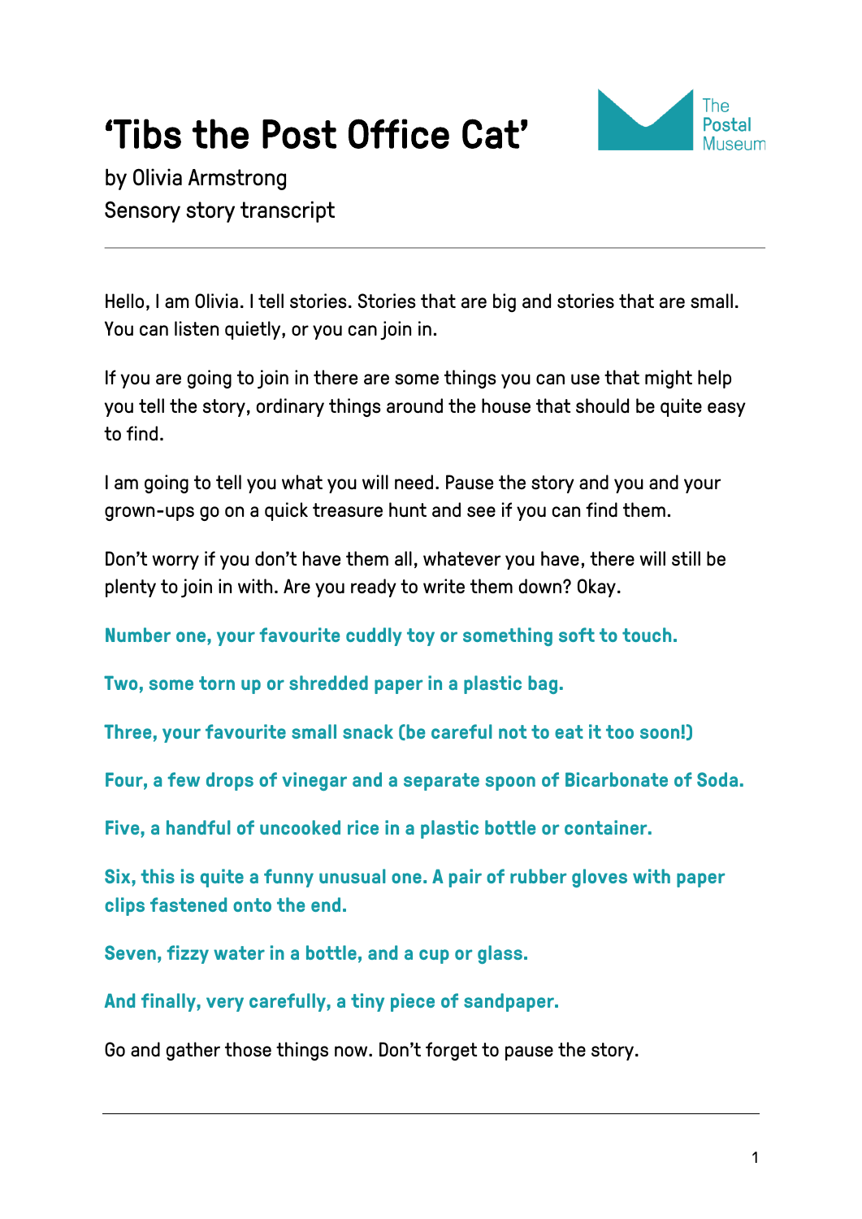# 'Tibs the Post Office Cat'

by Olivia Armstrong
Sensory story transcript

---

Hello, I am Olivia. I tell stories. Stories that are big and stories that are small. You can listen quietly, or you can join in.

If you are going to join in there are some things you can use that might help you tell the story, ordinary things around the house that should be quite easy to find.

I am going to tell you what you will need. Pause the story and you and your grown-ups go on a quick treasure hunt and see if you can find them.

Don't worry if you don't have them all, whatever you have, there will still be plenty to join in with. Are you ready to write them down? Okay.

**Number one, your favourite cuddly toy or something soft to touch.**

**Two, some torn up or shredded paper in a plastic bag.**

**Three, your favourite small snack (be careful not to eat it too soon!)**

**Four, a few drops of vinegar and a separate spoon of Bicarbonate of Soda.**

**Five, a handful of uncooked rice in a plastic bottle or container.**

**Six, this is quite a funny unusual one. A pair of rubber gloves with paper clips fastened onto the end.**

**Seven, fizzy water in a bottle, and a cup or glass.**

**And finally, very carefully, a tiny piece of sandpaper.**

Go and gather those things now. Don't forget to pause the story.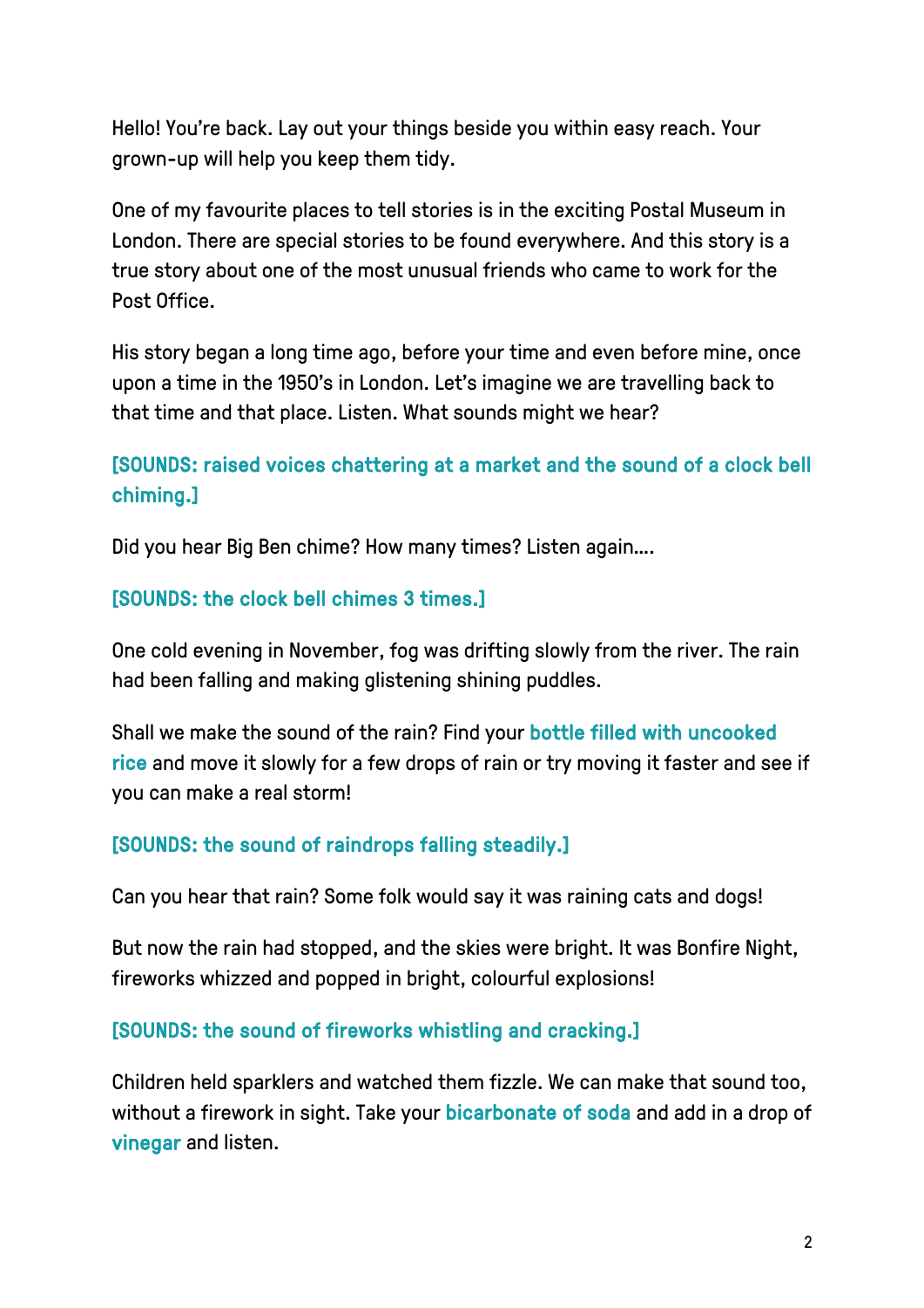Hello! You're back. Lay out your things beside you within easy reach. Your grown-up will help you keep them tidy.

One of my favourite places to tell stories is in the exciting Postal Museum in London. There are special stories to be found everywhere. And this story is a true story about one of the most unusual friends who came to work for the Post Office.

His story began a long time ago, before your time and even before mine, once upon a time in the 1950's in London. Let's imagine we are travelling back to that time and that place. Listen. What sounds might we hear?

**[SOUNDS: raised voices chattering at a market and the sound of a clock bell chiming.]**

Did you hear Big Ben chime? How many times? Listen again….

**[SOUNDS: the clock bell chimes 3 times.]**

One cold evening in November, fog was drifting slowly from the river. The rain had been falling and making glistening shining puddles.

Shall we make the sound of the rain? Find your **bottle filled with uncooked rice** and move it slowly for a few drops of rain or try moving it faster and see if you can make a real storm!

**[SOUNDS: the sound of raindrops falling steadily.]**

Can you hear that rain? Some folk would say it was raining cats and dogs!

But now the rain had stopped, and the skies were bright. It was Bonfire Night, fireworks whizzed and popped in bright, colourful explosions!

**[SOUNDS: the sound of fireworks whistling and cracking.]**

Children held sparklers and watched them fizzle. We can make that sound too, without a firework in sight. Take your **bicarbonate of soda** and add in a drop of **vinegar** and listen.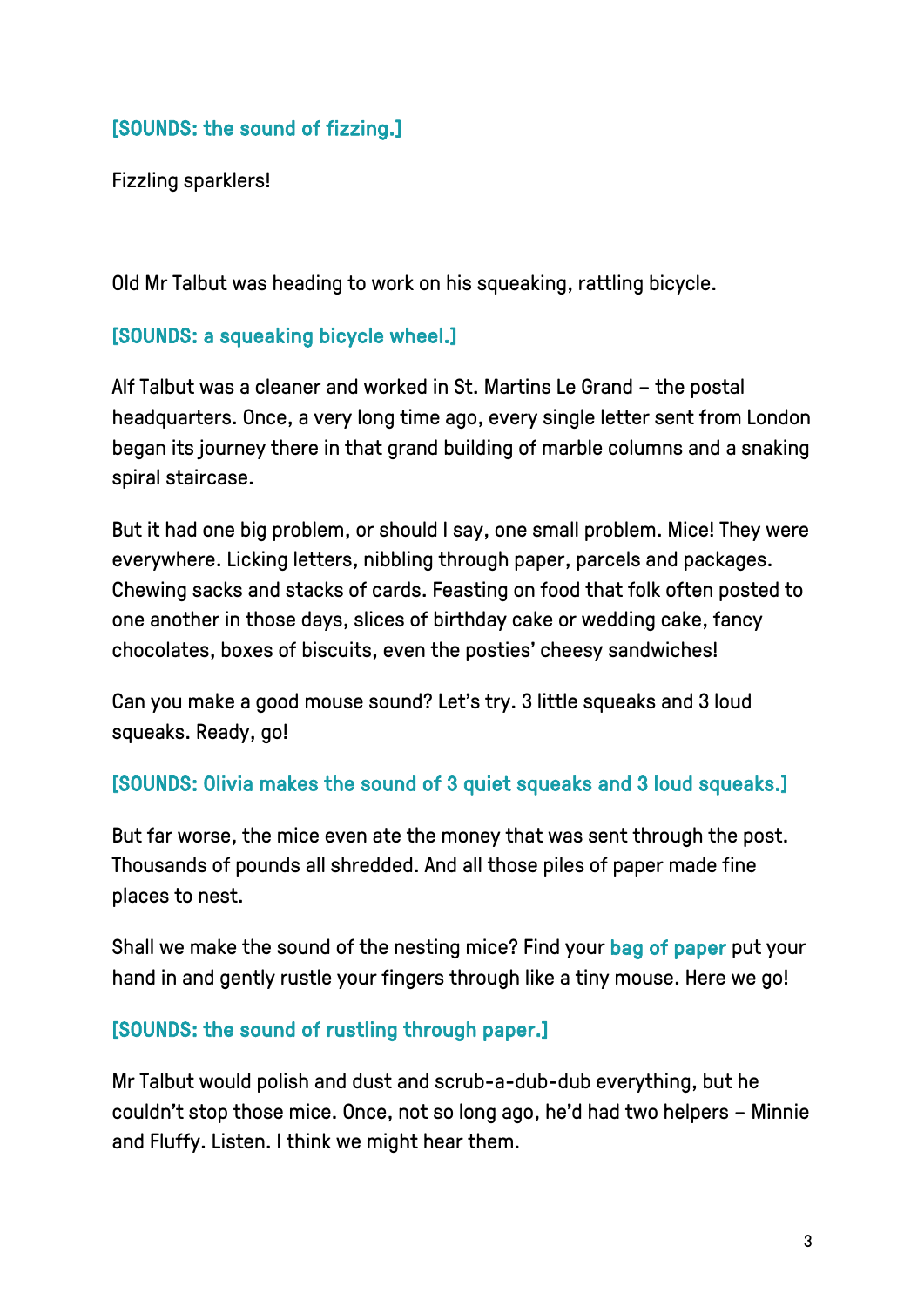[SOUNDS: the sound of fizzing.]

Fizzling sparklers!

Old Mr Talbut was heading to work on his squeaking, rattling bicycle.

[SOUNDS: a squeaking bicycle wheel.]

Alf Talbut was a cleaner and worked in St. Martins Le Grand – the postal headquarters. Once, a very long time ago, every single letter sent from London began its journey there in that grand building of marble columns and a snaking spiral staircase.

But it had one big problem, or should I say, one small problem. Mice! They were everywhere. Licking letters, nibbling through paper, parcels and packages. Chewing sacks and stacks of cards. Feasting on food that folk often posted to one another in those days, slices of birthday cake or wedding cake, fancy chocolates, boxes of biscuits, even the posties' cheesy sandwiches!

Can you make a good mouse sound? Let's try. 3 little squeaks and 3 loud squeaks. Ready, go!

[SOUNDS: Olivia makes the sound of 3 quiet squeaks and 3 loud squeaks.]

But far worse, the mice even ate the money that was sent through the post. Thousands of pounds all shredded. And all those piles of paper made fine places to nest.

Shall we make the sound of the nesting mice? Find your bag of paper put your hand in and gently rustle your fingers through like a tiny mouse. Here we go!

[SOUNDS: the sound of rustling through paper.]

Mr Talbut would polish and dust and scrub-a-dub-dub everything, but he couldn't stop those mice. Once, not so long ago, he'd had two helpers – Minnie and Fluffy. Listen. I think we might hear them.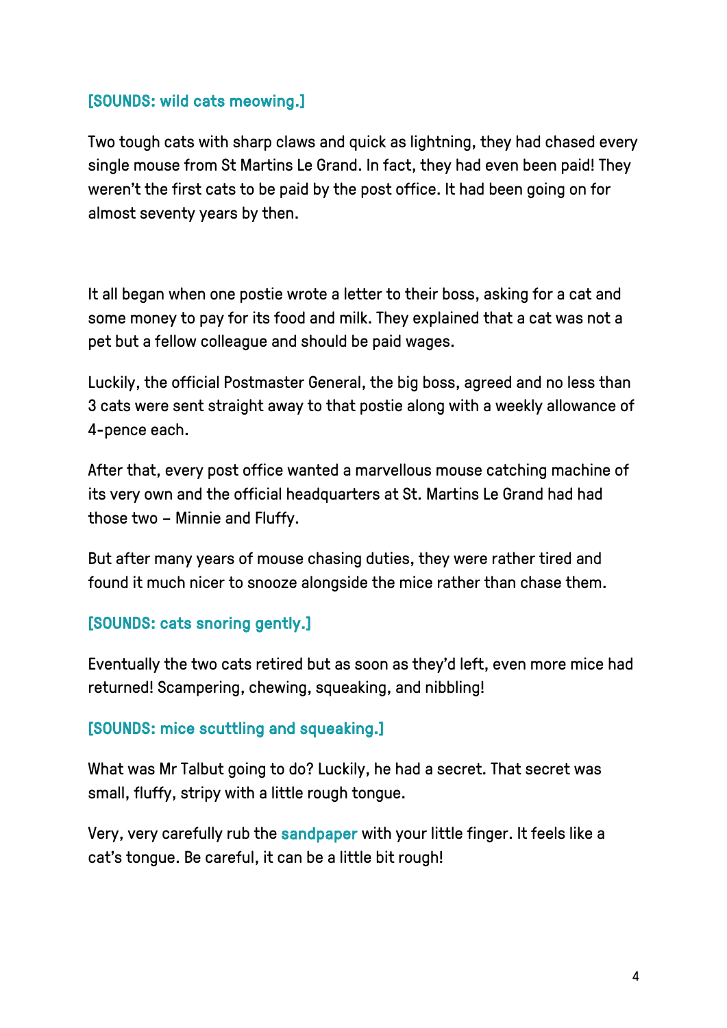[SOUNDS: wild cats meowing.]

Two tough cats with sharp claws and quick as lightning, they had chased every single mouse from St Martins Le Grand. In fact, they had even been paid! They weren't the first cats to be paid by the post office. It had been going on for almost seventy years by then.

It all began when one postie wrote a letter to their boss, asking for a cat and some money to pay for its food and milk. They explained that a cat was not a pet but a fellow colleague and should be paid wages.

Luckily, the official Postmaster General, the big boss, agreed and no less than 3 cats were sent straight away to that postie along with a weekly allowance of 4-pence each.

After that, every post office wanted a marvellous mouse catching machine of its very own and the official headquarters at St. Martins Le Grand had had those two – Minnie and Fluffy.

But after many years of mouse chasing duties, they were rather tired and found it much nicer to snooze alongside the mice rather than chase them.

[SOUNDS: cats snoring gently.]

Eventually the two cats retired but as soon as they'd left, even more mice had returned! Scampering, chewing, squeaking, and nibbling!

[SOUNDS: mice scuttling and squeaking.]

What was Mr Talbut going to do? Luckily, he had a secret. That secret was small, fluffy, stripy with a little rough tongue.

Very, very carefully rub the sandpaper with your little finger. It feels like a cat's tongue. Be careful, it can be a little bit rough!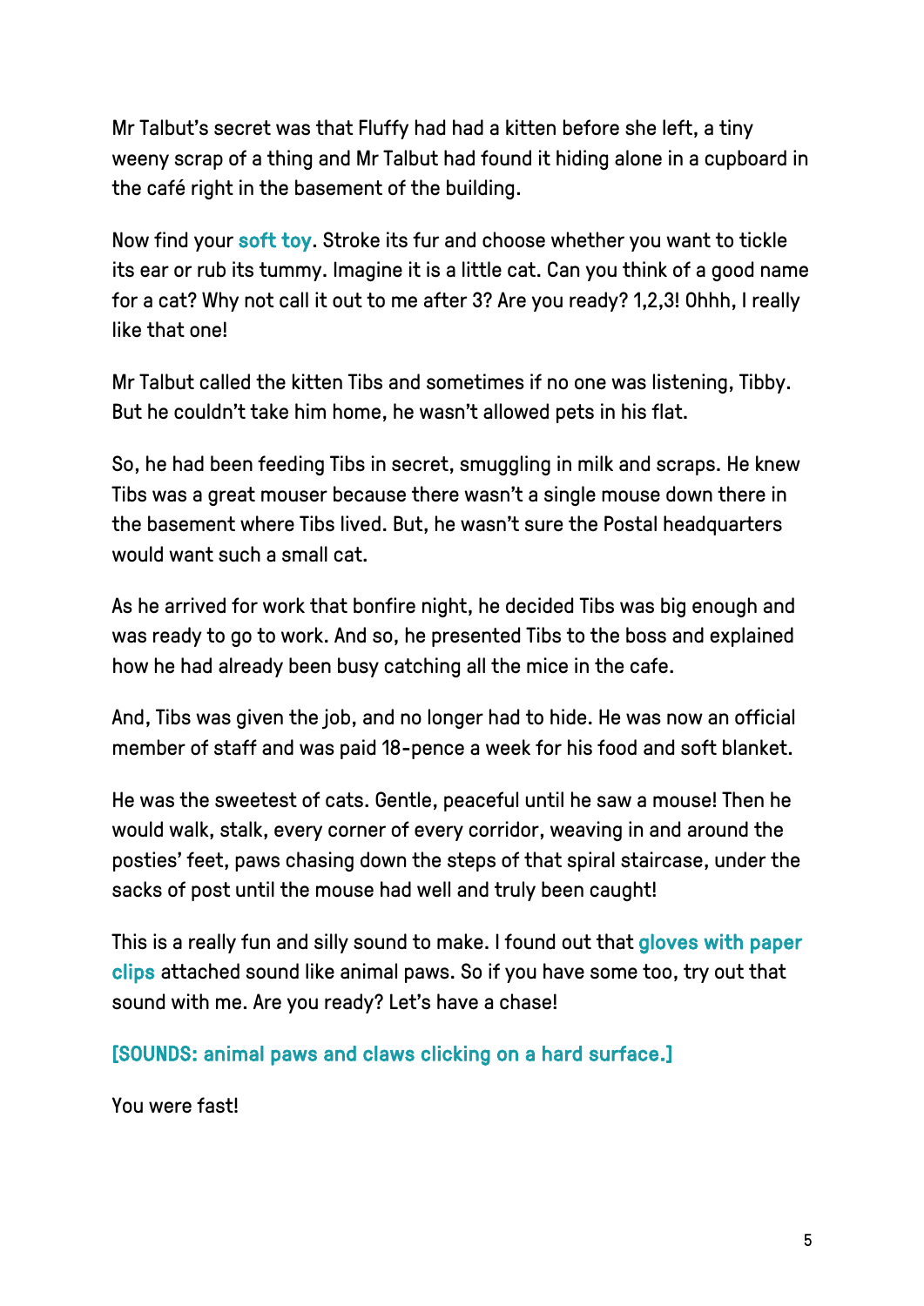Mr Talbut's secret was that Fluffy had had a kitten before she left, a tiny weeny scrap of a thing and Mr Talbut had found it hiding alone in a cupboard in the café right in the basement of the building.

Now find your **soft toy**. Stroke its fur and choose whether you want to tickle its ear or rub its tummy. Imagine it is a little cat. Can you think of a good name for a cat? Why not call it out to me after 3? Are you ready? 1,2,3! Ohhh, I really like that one!

Mr Talbut called the kitten Tibs and sometimes if no one was listening, Tibby. But he couldn't take him home, he wasn't allowed pets in his flat.

So, he had been feeding Tibs in secret, smuggling in milk and scraps. He knew Tibs was a great mouser because there wasn't a single mouse down there in the basement where Tibs lived. But, he wasn't sure the Postal headquarters would want such a small cat.

As he arrived for work that bonfire night, he decided Tibs was big enough and was ready to go to work. And so, he presented Tibs to the boss and explained how he had already been busy catching all the mice in the cafe.

And, Tibs was given the job, and no longer had to hide. He was now an official member of staff and was paid 18-pence a week for his food and soft blanket.

He was the sweetest of cats. Gentle, peaceful until he saw a mouse! Then he would walk, stalk, every corner of every corridor, weaving in and around the posties' feet, paws chasing down the steps of that spiral staircase, under the sacks of post until the mouse had well and truly been caught!

This is a really fun and silly sound to make. I found out that **gloves with paper clips** attached sound like animal paws. So if you have some too, try out that sound with me. Are you ready? Let's have a chase!

**[SOUNDS: animal paws and claws clicking on a hard surface.]**

You were fast!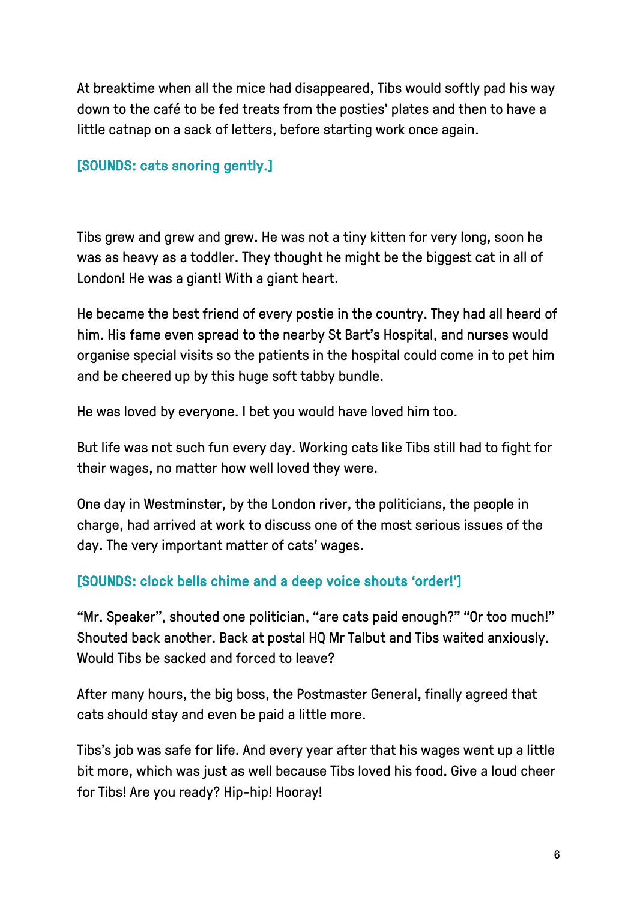At breaktime when all the mice had disappeared, Tibs would softly pad his way down to the café to be fed treats from the posties' plates and then to have a little catnap on a sack of letters, before starting work once again.

**[SOUNDS: cats snoring gently.]**

Tibs grew and grew and grew. He was not a tiny kitten for very long, soon he was as heavy as a toddler. They thought he might be the biggest cat in all of London! He was a giant! With a giant heart.

He became the best friend of every postie in the country. They had all heard of him. His fame even spread to the nearby St Bart's Hospital, and nurses would organise special visits so the patients in the hospital could come in to pet him and be cheered up by this huge soft tabby bundle.

He was loved by everyone. I bet you would have loved him too.

But life was not such fun every day. Working cats like Tibs still had to fight for their wages, no matter how well loved they were.

One day in Westminster, by the London river, the politicians, the people in charge, had arrived at work to discuss one of the most serious issues of the day. The very important matter of cats' wages.

**[SOUNDS: clock bells chime and a deep voice shouts 'order!']**

"Mr. Speaker", shouted one politician, "are cats paid enough?" "Or too much!" Shouted back another. Back at postal HQ Mr Talbut and Tibs waited anxiously. Would Tibs be sacked and forced to leave?

After many hours, the big boss, the Postmaster General, finally agreed that cats should stay and even be paid a little more.

Tibs's job was safe for life. And every year after that his wages went up a little bit more, which was just as well because Tibs loved his food. Give a loud cheer for Tibs! Are you ready? Hip-hip! Hooray!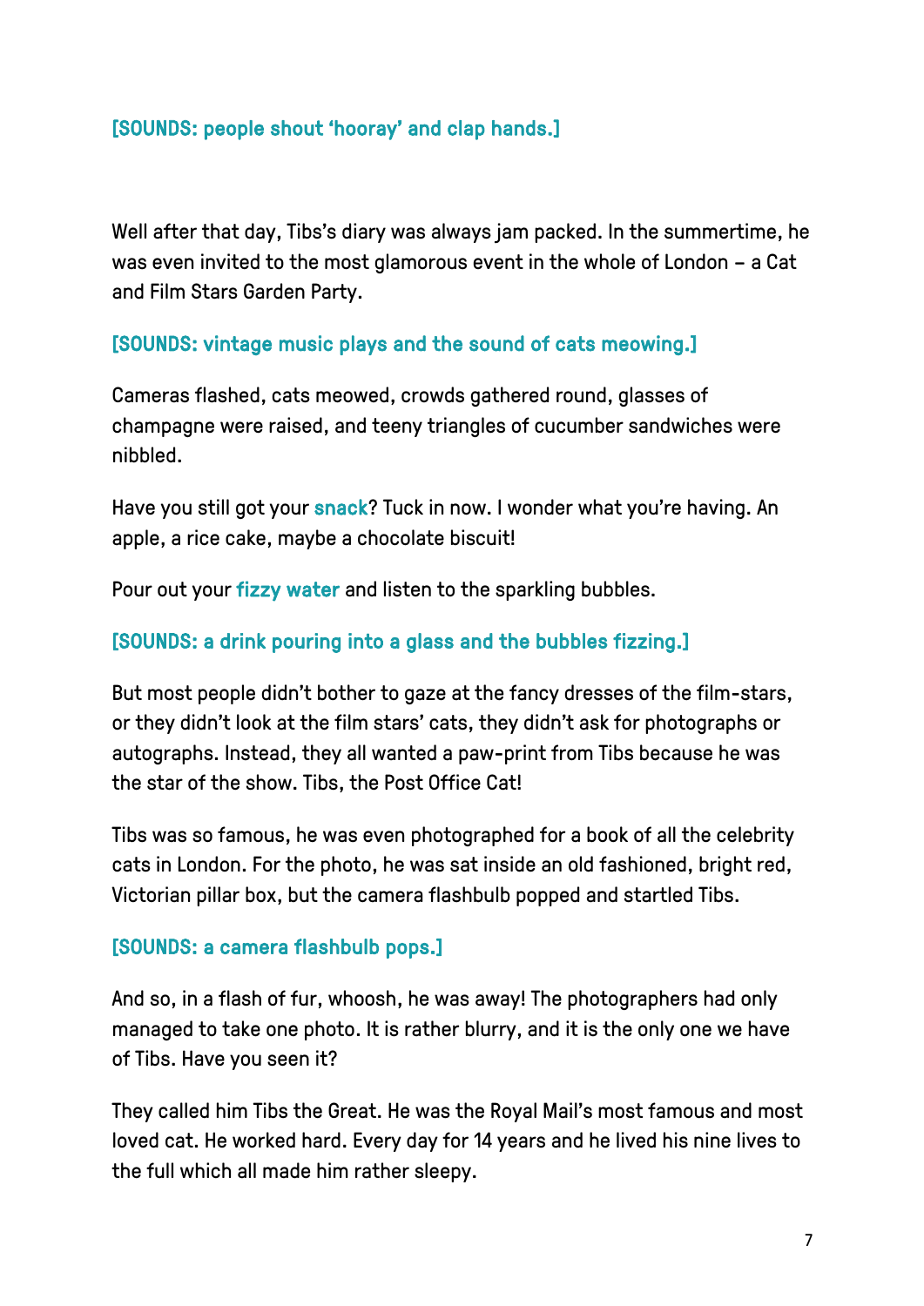[SOUNDS: people shout 'hooray' and clap hands.]

Well after that day, Tibs's diary was always jam packed. In the summertime, he was even invited to the most glamorous event in the whole of London – a Cat and Film Stars Garden Party.

[SOUNDS: vintage music plays and the sound of cats meowing.]

Cameras flashed, cats meowed, crowds gathered round, glasses of champagne were raised, and teeny triangles of cucumber sandwiches were nibbled.

Have you still got your snack? Tuck in now. I wonder what you're having. An apple, a rice cake, maybe a chocolate biscuit!

Pour out your fizzy water and listen to the sparkling bubbles.

[SOUNDS: a drink pouring into a glass and the bubbles fizzing.]

But most people didn't bother to gaze at the fancy dresses of the film-stars, or they didn't look at the film stars' cats, they didn't ask for photographs or autographs. Instead, they all wanted a paw-print from Tibs because he was the star of the show. Tibs, the Post Office Cat!

Tibs was so famous, he was even photographed for a book of all the celebrity cats in London. For the photo, he was sat inside an old fashioned, bright red, Victorian pillar box, but the camera flashbulb popped and startled Tibs.

[SOUNDS: a camera flashbulb pops.]

And so, in a flash of fur, whoosh, he was away! The photographers had only managed to take one photo. It is rather blurry, and it is the only one we have of Tibs. Have you seen it?

They called him Tibs the Great. He was the Royal Mail's most famous and most loved cat. He worked hard. Every day for 14 years and he lived his nine lives to the full which all made him rather sleepy.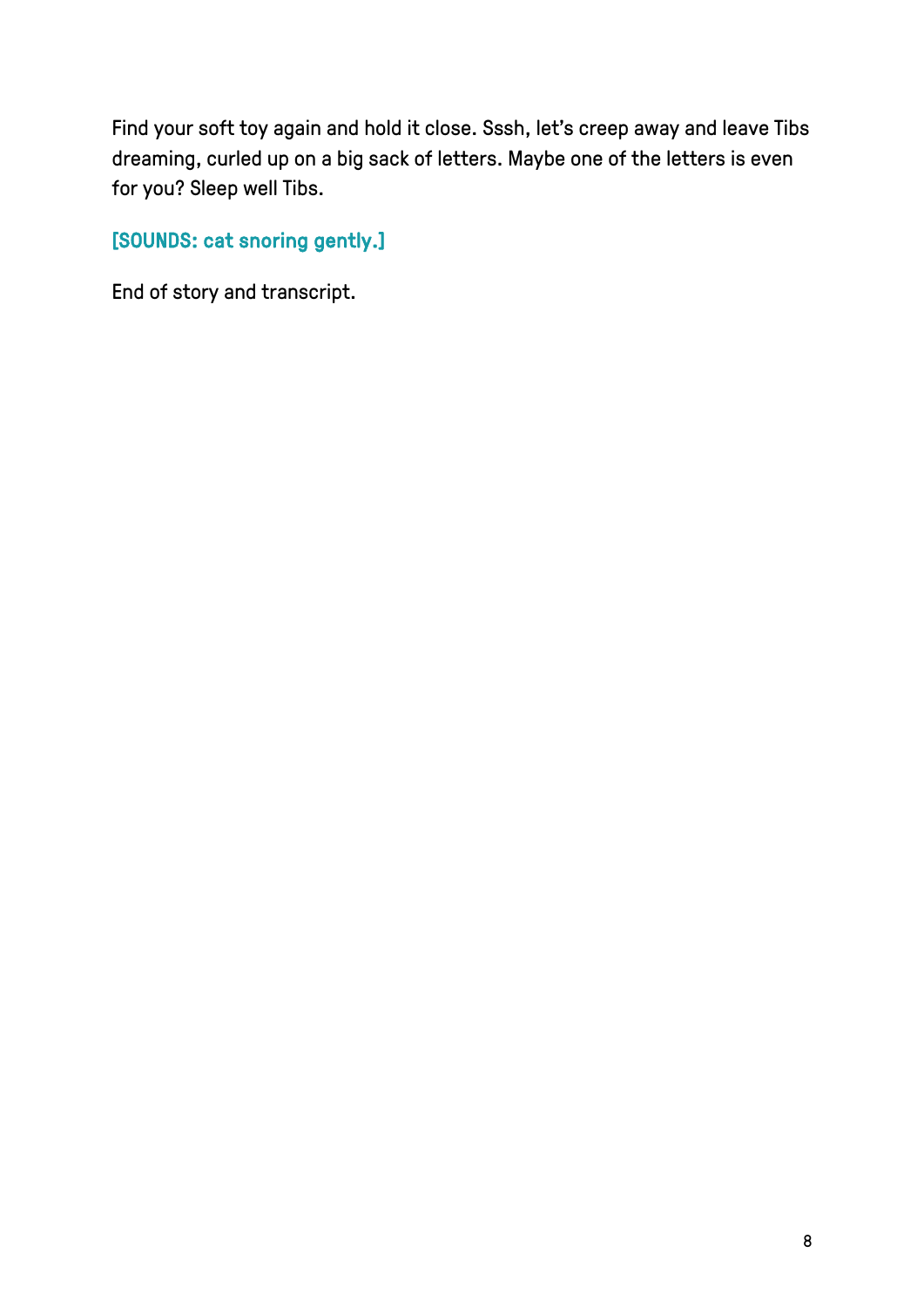Find your soft toy again and hold it close. Sssh, let's creep away and leave Tibs dreaming, curled up on a big sack of letters. Maybe one of the letters is even for you? Sleep well Tibs.

**[SOUNDS: cat snoring gently.]**

End of story and transcript.